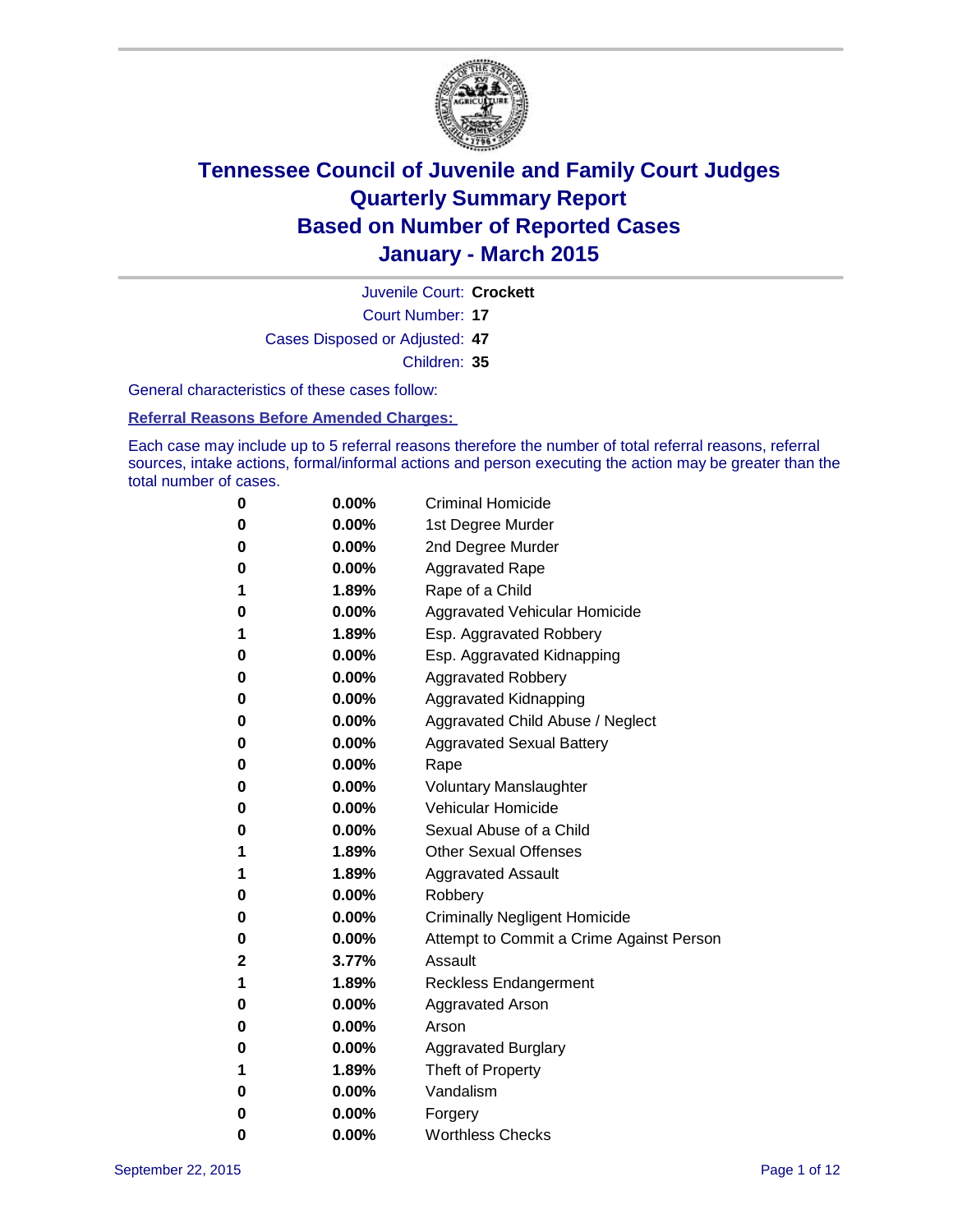# Tennessee Council of Juvenile and Family Court Judges
# Quarterly Summary Report
# Based on Number of Reported Cases
# January - March 2015

Juvenile Court: **Crockett**

Court Number: **17**

Cases Disposed or Adjusted: **47**

Children: **35**

General characteristics of these cases follow:

**Referral Reasons Before Amended Charges:**

Each case may include up to 5 referral reasons therefore the number of total referral reasons, referral sources, intake actions, formal/informal actions and person executing the action may be greater than the total number of cases.

| | | |
|---|---|---|
| 0 | 0.00% | Criminal Homicide |
| 0 | 0.00% | 1st Degree Murder |
| 0 | 0.00% | 2nd Degree Murder |
| 0 | 0.00% | Aggravated Rape |
| 1 | 1.89% | Rape of a Child |
| 0 | 0.00% | Aggravated Vehicular Homicide |
| 1 | 1.89% | Esp. Aggravated Robbery |
| 0 | 0.00% | Esp. Aggravated Kidnapping |
| 0 | 0.00% | Aggravated Robbery |
| 0 | 0.00% | Aggravated Kidnapping |
| 0 | 0.00% | Aggravated Child Abuse / Neglect |
| 0 | 0.00% | Aggravated Sexual Battery |
| 0 | 0.00% | Rape |
| 0 | 0.00% | Voluntary Manslaughter |
| 0 | 0.00% | Vehicular Homicide |
| 0 | 0.00% | Sexual Abuse of a Child |
| 1 | 1.89% | Other Sexual Offenses |
| 1 | 1.89% | Aggravated Assault |
| 0 | 0.00% | Robbery |
| 0 | 0.00% | Criminally Negligent Homicide |
| 0 | 0.00% | Attempt to Commit a Crime Against Person |
| 2 | 3.77% | Assault |
| 1 | 1.89% | Reckless Endangerment |
| 0 | 0.00% | Aggravated Arson |
| 0 | 0.00% | Arson |
| 0 | 0.00% | Aggravated Burglary |
| 1 | 1.89% | Theft of Property |
| 0 | 0.00% | Vandalism |
| 0 | 0.00% | Forgery |
| 0 | 0.00% | Worthless Checks |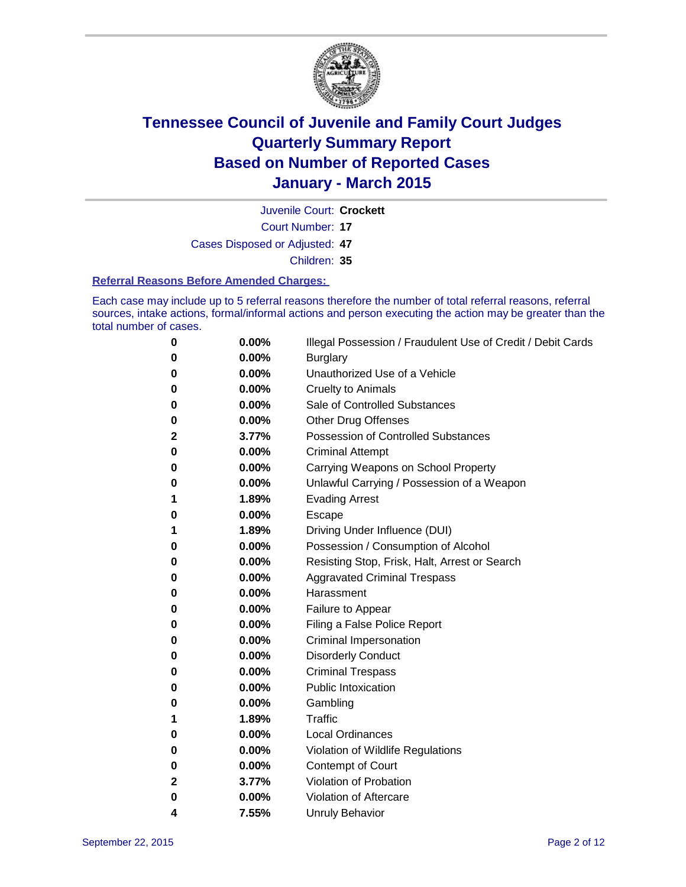# Tennessee Council of Juvenile and Family Court Judges
## Quarterly Summary Report
## Based on Number of Reported Cases
## January - March 2015

Juvenile Court: **Crockett**

Court Number: **17**

Cases Disposed or Adjusted: **47**

Children: **35**

### Referral Reasons Before Amended Charges:

Each case may include up to 5 referral reasons therefore the number of total referral reasons, referral sources, intake actions, formal/informal actions and person executing the action may be greater than the total number of cases.

| Count | Percent | Referral Reason |
|---|---|---|
| 0 | 0.00% | Illegal Possession / Fraudulent Use of Credit / Debit Cards |
| 0 | 0.00% | Burglary |
| 0 | 0.00% | Unauthorized Use of a Vehicle |
| 0 | 0.00% | Cruelty to Animals |
| 0 | 0.00% | Sale of Controlled Substances |
| 0 | 0.00% | Other Drug Offenses |
| 2 | 3.77% | Possession of Controlled Substances |
| 0 | 0.00% | Criminal Attempt |
| 0 | 0.00% | Carrying Weapons on School Property |
| 0 | 0.00% | Unlawful Carrying / Possession of a Weapon |
| 1 | 1.89% | Evading Arrest |
| 0 | 0.00% | Escape |
| 1 | 1.89% | Driving Under Influence (DUI) |
| 0 | 0.00% | Possession / Consumption of Alcohol |
| 0 | 0.00% | Resisting Stop, Frisk, Halt, Arrest or Search |
| 0 | 0.00% | Aggravated Criminal Trespass |
| 0 | 0.00% | Harassment |
| 0 | 0.00% | Failure to Appear |
| 0 | 0.00% | Filing a False Police Report |
| 0 | 0.00% | Criminal Impersonation |
| 0 | 0.00% | Disorderly Conduct |
| 0 | 0.00% | Criminal Trespass |
| 0 | 0.00% | Public Intoxication |
| 0 | 0.00% | Gambling |
| 1 | 1.89% | Traffic |
| 0 | 0.00% | Local Ordinances |
| 0 | 0.00% | Violation of Wildlife Regulations |
| 0 | 0.00% | Contempt of Court |
| 2 | 3.77% | Violation of Probation |
| 0 | 0.00% | Violation of Aftercare |
| 4 | 7.55% | Unruly Behavior |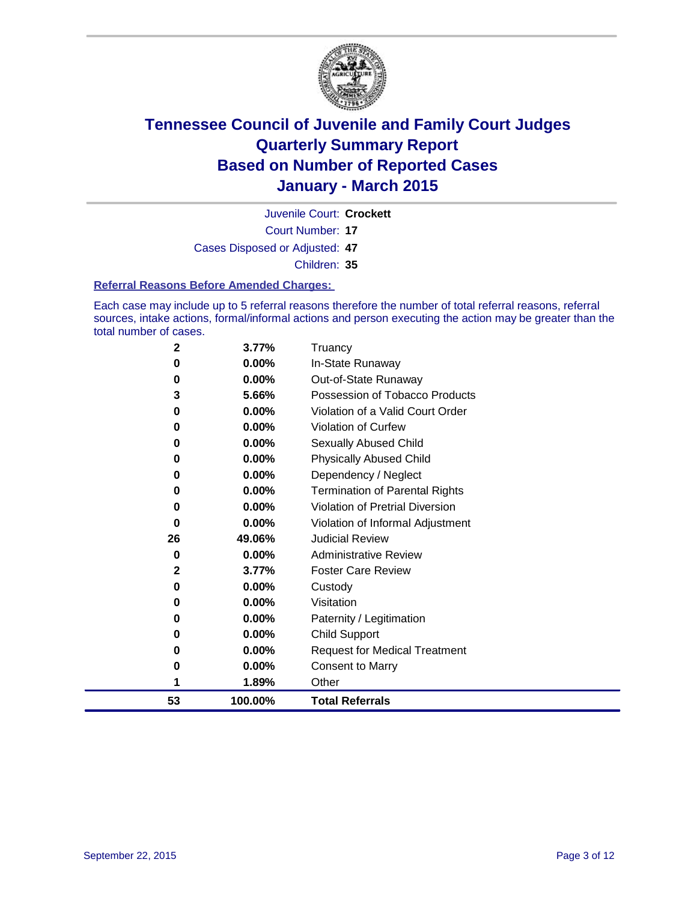# Tennessee Council of Juvenile and Family Court Judges
# Quarterly Summary Report
# Based on Number of Reported Cases
# January - March 2015

Juvenile Court: **Crockett**

Court Number: **17**

Cases Disposed or Adjusted: **47**

Children: **35**

### Referral Reasons Before Amended Charges:

Each case may include up to 5 referral reasons therefore the number of total referral reasons, referral sources, intake actions, formal/informal actions and person executing the action may be greater than the total number of cases.

| | | |
|---|---|---|
| 2 | 3.77% | Truancy |
| 0 | 0.00% | In-State Runaway |
| 0 | 0.00% | Out-of-State Runaway |
| 3 | 5.66% | Possession of Tobacco Products |
| 0 | 0.00% | Violation of a Valid Court Order |
| 0 | 0.00% | Violation of Curfew |
| 0 | 0.00% | Sexually Abused Child |
| 0 | 0.00% | Physically Abused Child |
| 0 | 0.00% | Dependency / Neglect |
| 0 | 0.00% | Termination of Parental Rights |
| 0 | 0.00% | Violation of Pretrial Diversion |
| 0 | 0.00% | Violation of Informal Adjustment |
| 26 | 49.06% | Judicial Review |
| 0 | 0.00% | Administrative Review |
| 2 | 3.77% | Foster Care Review |
| 0 | 0.00% | Custody |
| 0 | 0.00% | Visitation |
| 0 | 0.00% | Paternity / Legitimation |
| 0 | 0.00% | Child Support |
| 0 | 0.00% | Request for Medical Treatment |
| 0 | 0.00% | Consent to Marry |
| 1 | 1.89% | Other |
| **53** | **100.00%** | **Total Referrals** |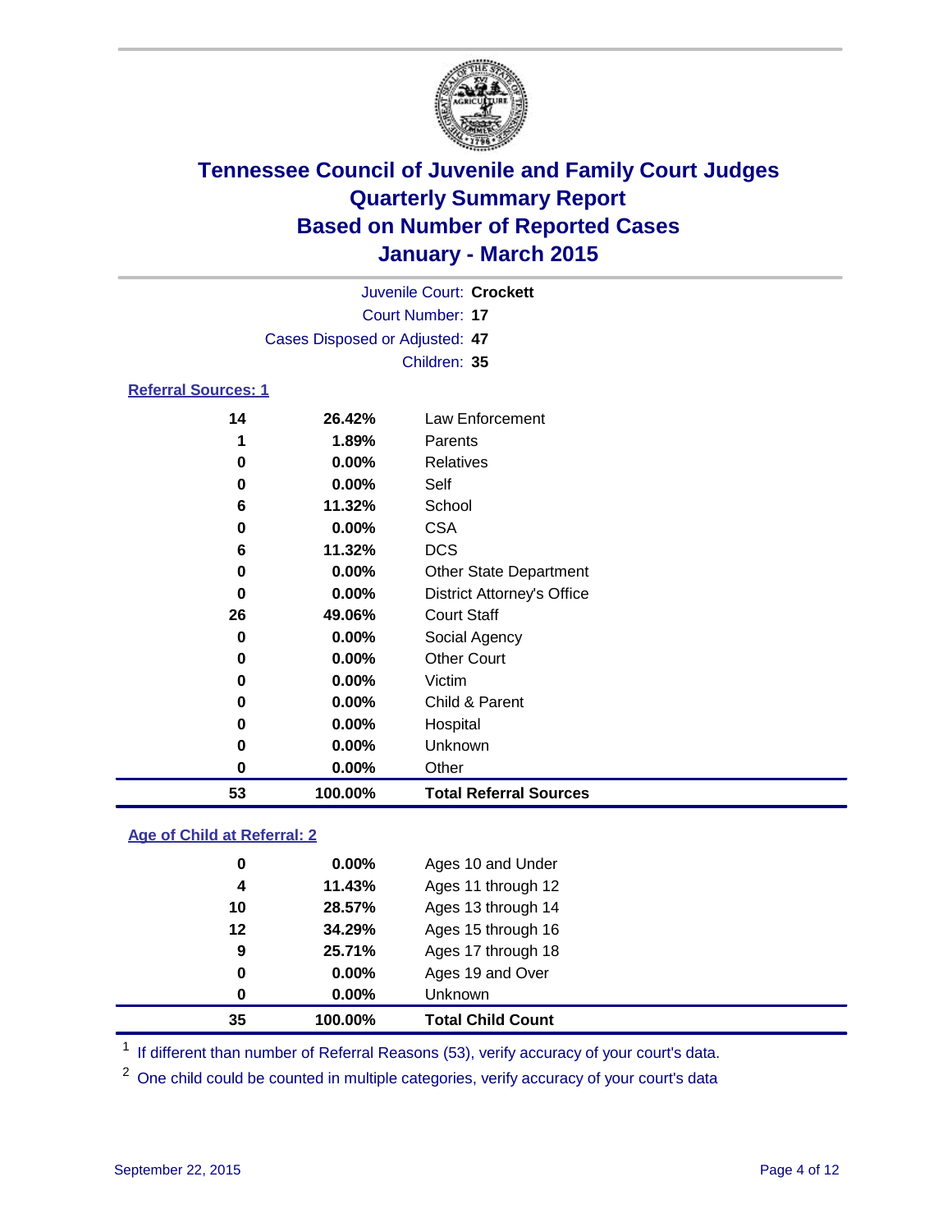# Tennessee Council of Juvenile and Family Court Judges
# Quarterly Summary Report
# Based on Number of Reported Cases
# January - March 2015

Juvenile Court: **Crockett**

Court Number: **17**

Cases Disposed or Adjusted: **47**

Children: **35**

**Referral Sources: 1**

| Count | Percent | Source |
|---|---|---|
| 14 | 26.42% | Law Enforcement |
| 1 | 1.89% | Parents |
| 0 | 0.00% | Relatives |
| 0 | 0.00% | Self |
| 6 | 11.32% | School |
| 0 | 0.00% | CSA |
| 6 | 11.32% | DCS |
| 0 | 0.00% | Other State Department |
| 0 | 0.00% | District Attorney's Office |
| 26 | 49.06% | Court Staff |
| 0 | 0.00% | Social Agency |
| 0 | 0.00% | Other Court |
| 0 | 0.00% | Victim |
| 0 | 0.00% | Child & Parent |
| 0 | 0.00% | Hospital |
| 0 | 0.00% | Unknown |
| 0 | 0.00% | Other |
| **53** | **100.00%** | **Total Referral Sources** |

**Age of Child at Referral: 2**

| Count | Percent | Age |
|---|---|---|
| 0 | 0.00% | Ages 10 and Under |
| 4 | 11.43% | Ages 11 through 12 |
| 10 | 28.57% | Ages 13 through 14 |
| 12 | 34.29% | Ages 15 through 16 |
| 9 | 25.71% | Ages 17 through 18 |
| 0 | 0.00% | Ages 19 and Over |
| 0 | 0.00% | Unknown |
| **35** | **100.00%** | **Total Child Count** |

[1] If different than number of Referral Reasons (53), verify accuracy of your court's data.

[2] One child could be counted in multiple categories, verify accuracy of your court's data

September 22, 2015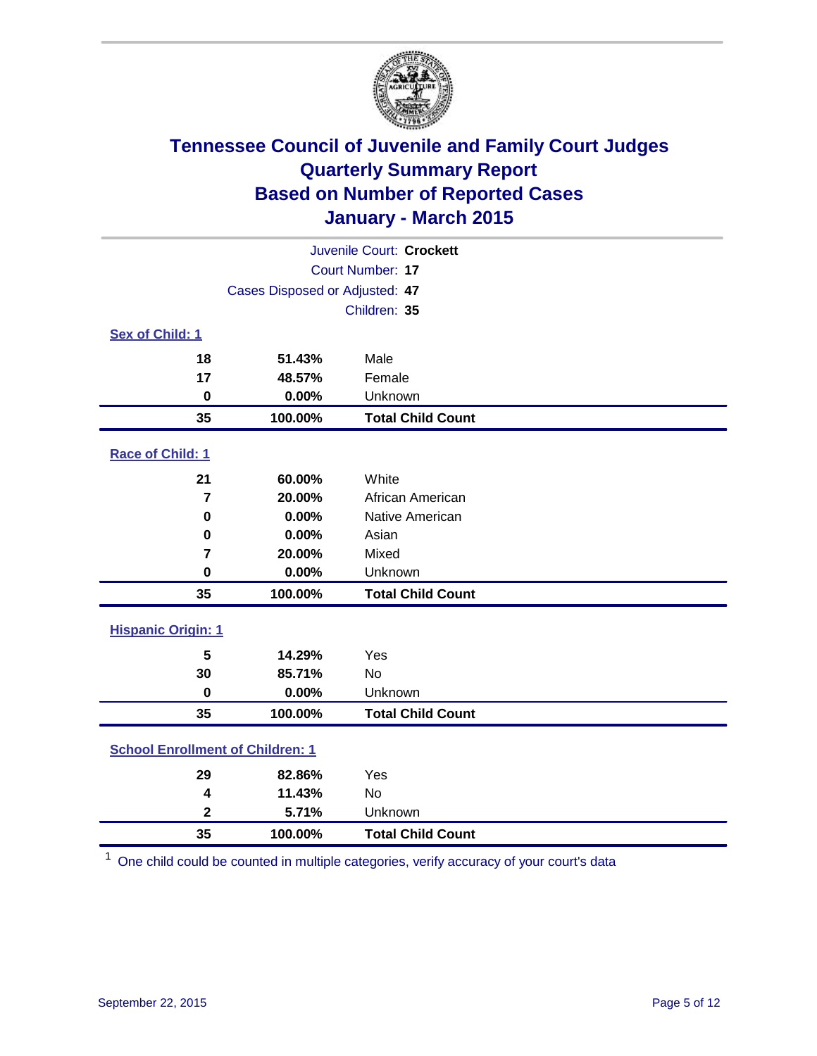# Tennessee Council of Juvenile and Family Court Judges
## Quarterly Summary Report
## Based on Number of Reported Cases
## January - March 2015

Juvenile Court: **Crockett**

Court Number: **17**

Cases Disposed or Adjusted: **47**

Children: **35**

### Sex of Child: 1

| Count | Percent | Category |
|---|---|---|
| **18** | **51.43%** | Male |
| **17** | **48.57%** | Female |
| **0** | **0.00%** | Unknown |
| **35** | **100.00%** | **Total Child Count** |

### Race of Child: 1

| Count | Percent | Category |
|---|---|---|
| **21** | **60.00%** | White |
| **7** | **20.00%** | African American |
| **0** | **0.00%** | Native American |
| **0** | **0.00%** | Asian |
| **7** | **20.00%** | Mixed |
| **0** | **0.00%** | Unknown |
| **35** | **100.00%** | **Total Child Count** |

### Hispanic Origin: 1

| Count | Percent | Category |
|---|---|---|
| **5** | **14.29%** | Yes |
| **30** | **85.71%** | No |
| **0** | **0.00%** | Unknown |
| **35** | **100.00%** | **Total Child Count** |

### School Enrollment of Children: 1

| Count | Percent | Category |
|---|---|---|
| **29** | **82.86%** | Yes |
| **4** | **11.43%** | No |
| **2** | **5.71%** | Unknown |
| **35** | **100.00%** | **Total Child Count** |

[1] One child could be counted in multiple categories, verify accuracy of your court's data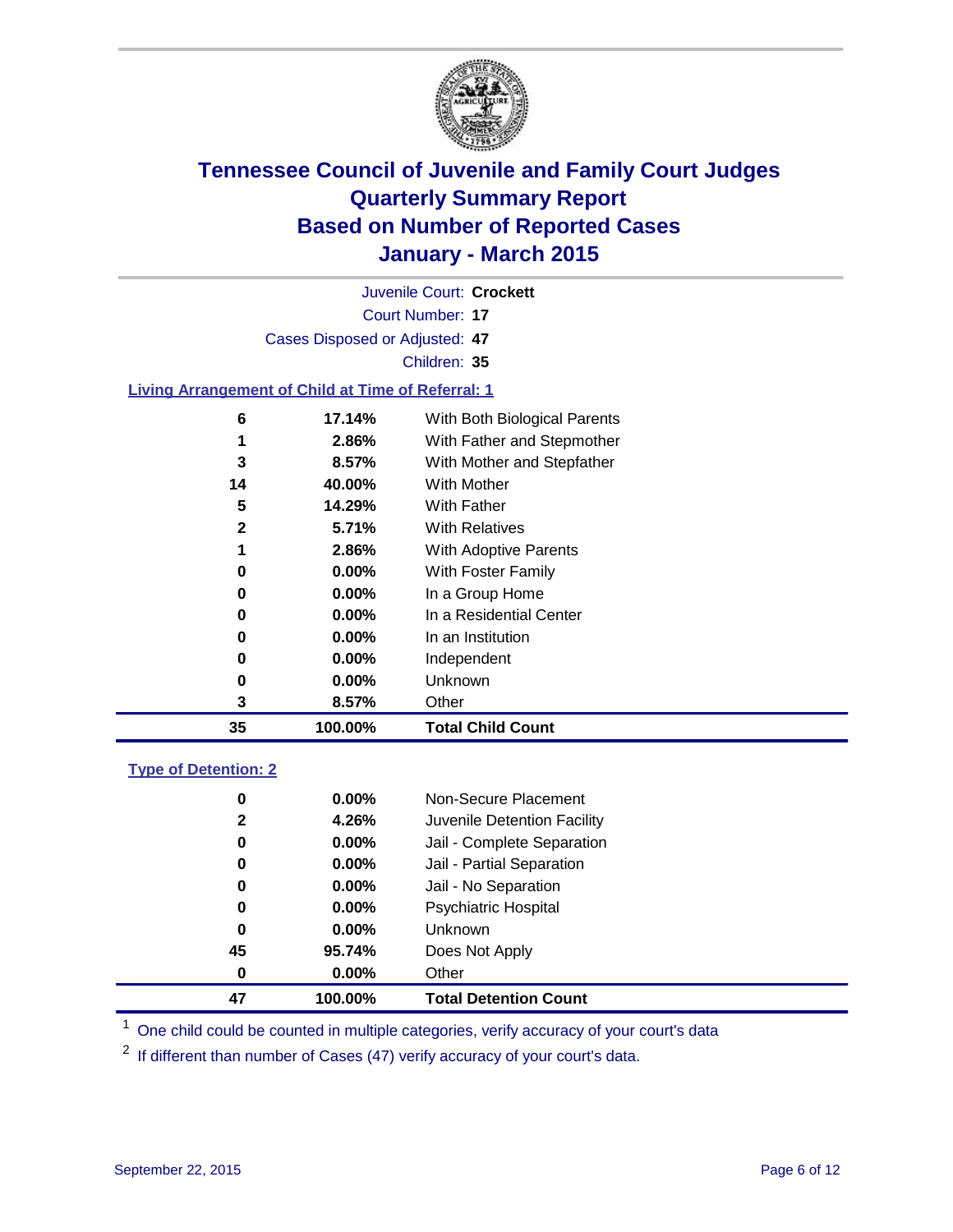# Tennessee Council of Juvenile and Family Court Judges
## Quarterly Summary Report
## Based on Number of Reported Cases
## January - March 2015

Juvenile Court: **Crockett**

Court Number: **17**

Cases Disposed or Adjusted: **47**

Children: **35**

### Living Arrangement of Child at Time of Referral: 1

| Count | Percent | Category |
|---|---|---|
| 6 | 17.14% | With Both Biological Parents |
| 1 | 2.86% | With Father and Stepmother |
| 3 | 8.57% | With Mother and Stepfather |
| 14 | 40.00% | With Mother |
| 5 | 14.29% | With Father |
| 2 | 5.71% | With Relatives |
| 1 | 2.86% | With Adoptive Parents |
| 0 | 0.00% | With Foster Family |
| 0 | 0.00% | In a Group Home |
| 0 | 0.00% | In a Residential Center |
| 0 | 0.00% | In an Institution |
| 0 | 0.00% | Independent |
| 0 | 0.00% | Unknown |
| 3 | 8.57% | Other |
| **35** | **100.00%** | **Total Child Count** |

### Type of Detention: 2

| Count | Percent | Category |
|---|---|---|
| 0 | 0.00% | Non-Secure Placement |
| 2 | 4.26% | Juvenile Detention Facility |
| 0 | 0.00% | Jail - Complete Separation |
| 0 | 0.00% | Jail - Partial Separation |
| 0 | 0.00% | Jail - No Separation |
| 0 | 0.00% | Psychiatric Hospital |
| 0 | 0.00% | Unknown |
| 45 | 95.74% | Does Not Apply |
| 0 | 0.00% | Other |
| **47** | **100.00%** | **Total Detention Count** |

[1] One child could be counted in multiple categories, verify accuracy of your court's data

[2] If different than number of Cases (47) verify accuracy of your court's data.

September 22, 2015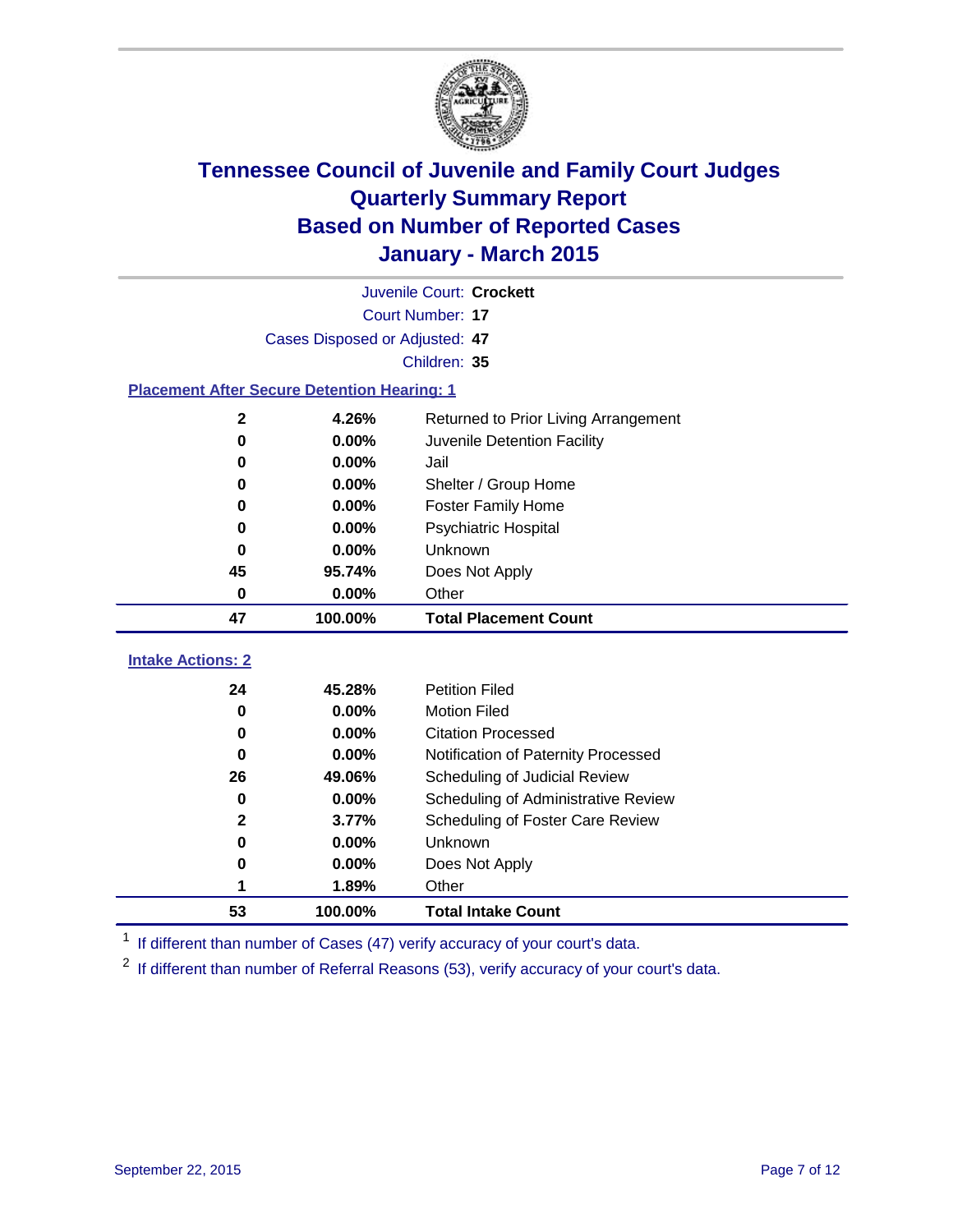# Tennessee Council of Juvenile and Family Court Judges
# Quarterly Summary Report
# Based on Number of Reported Cases
# January - March 2015

Juvenile Court: **Crockett**

Court Number: **17**

Cases Disposed or Adjusted: **47**

Children: **35**

## Placement After Secure Detention Hearing: 1

| Count | Percent | Placement |
|---|---|---|
| 2 | 4.26% | Returned to Prior Living Arrangement |
| 0 | 0.00% | Juvenile Detention Facility |
| 0 | 0.00% | Jail |
| 0 | 0.00% | Shelter / Group Home |
| 0 | 0.00% | Foster Family Home |
| 0 | 0.00% | Psychiatric Hospital |
| 0 | 0.00% | Unknown |
| 45 | 95.74% | Does Not Apply |
| 0 | 0.00% | Other |
| **47** | **100.00%** | **Total Placement Count** |

## Intake Actions: 2

| Count | Percent | Intake Action |
|---|---|---|
| 24 | 45.28% | Petition Filed |
| 0 | 0.00% | Motion Filed |
| 0 | 0.00% | Citation Processed |
| 0 | 0.00% | Notification of Paternity Processed |
| 26 | 49.06% | Scheduling of Judicial Review |
| 0 | 0.00% | Scheduling of Administrative Review |
| 2 | 3.77% | Scheduling of Foster Care Review |
| 0 | 0.00% | Unknown |
| 0 | 0.00% | Does Not Apply |
| 1 | 1.89% | Other |
| **53** | **100.00%** | **Total Intake Count** |

[1] If different than number of Cases (47) verify accuracy of your court's data.

[2] If different than number of Referral Reasons (53), verify accuracy of your court's data.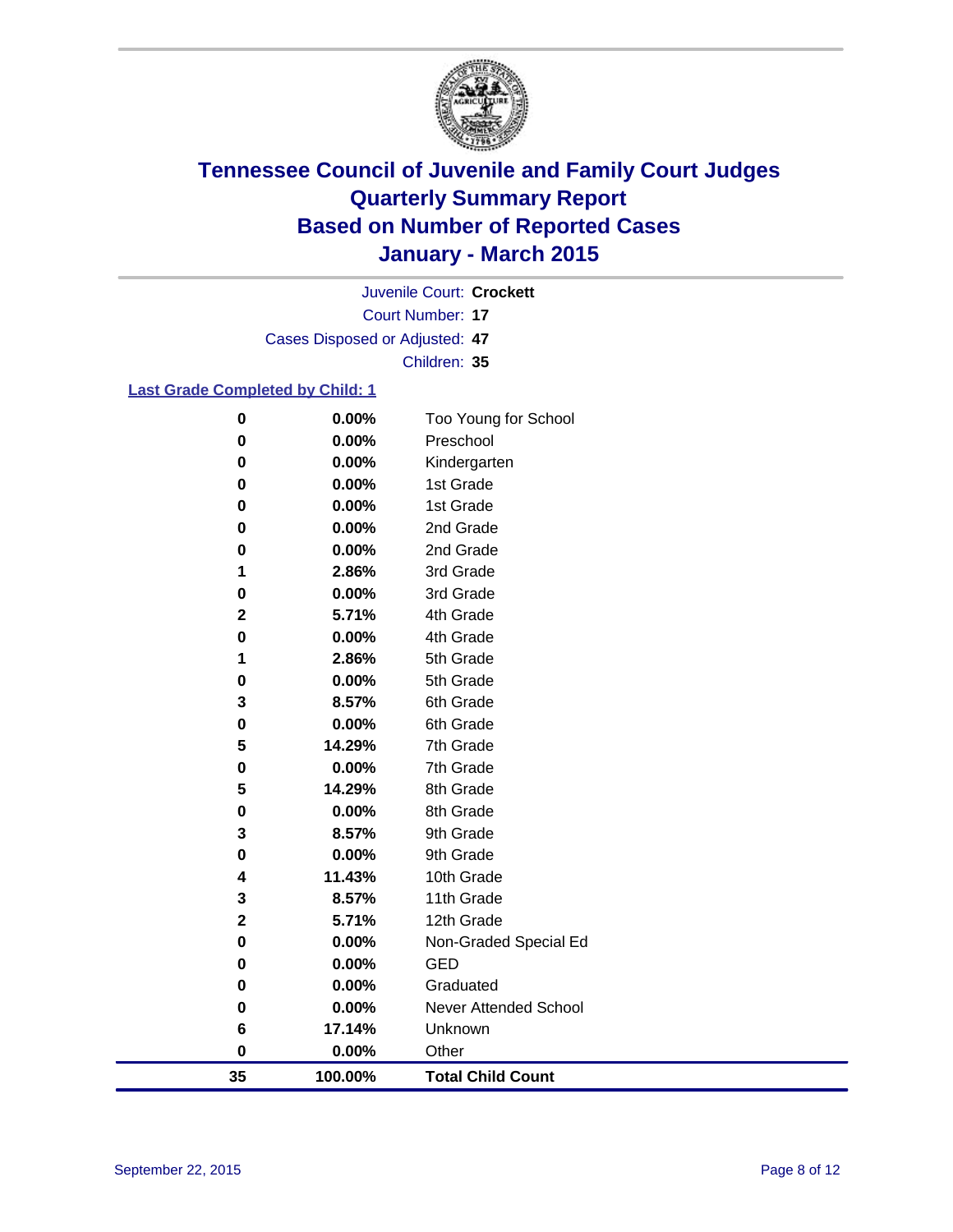# Tennessee Council of Juvenile and Family Court Judges
# Quarterly Summary Report
# Based on Number of Reported Cases
# January - March 2015

Juvenile Court: **Crockett**

Court Number: **17**

Cases Disposed or Adjusted: **47**

Children: **35**

**Last Grade Completed by Child: 1**

| Count | Percent | Grade |
|---|---|---|
| 0 | 0.00% | Too Young for School |
| 0 | 0.00% | Preschool |
| 0 | 0.00% | Kindergarten |
| 0 | 0.00% | 1st Grade |
| 0 | 0.00% | 1st Grade |
| 0 | 0.00% | 2nd Grade |
| 0 | 0.00% | 2nd Grade |
| 1 | 2.86% | 3rd Grade |
| 0 | 0.00% | 3rd Grade |
| 2 | 5.71% | 4th Grade |
| 0 | 0.00% | 4th Grade |
| 1 | 2.86% | 5th Grade |
| 0 | 0.00% | 5th Grade |
| 3 | 8.57% | 6th Grade |
| 0 | 0.00% | 6th Grade |
| 5 | 14.29% | 7th Grade |
| 0 | 0.00% | 7th Grade |
| 5 | 14.29% | 8th Grade |
| 0 | 0.00% | 8th Grade |
| 3 | 8.57% | 9th Grade |
| 0 | 0.00% | 9th Grade |
| 4 | 11.43% | 10th Grade |
| 3 | 8.57% | 11th Grade |
| 2 | 5.71% | 12th Grade |
| 0 | 0.00% | Non-Graded Special Ed |
| 0 | 0.00% | GED |
| 0 | 0.00% | Graduated |
| 0 | 0.00% | Never Attended School |
| 6 | 17.14% | Unknown |
| 0 | 0.00% | Other |
| **35** | **100.00%** | **Total Child Count** |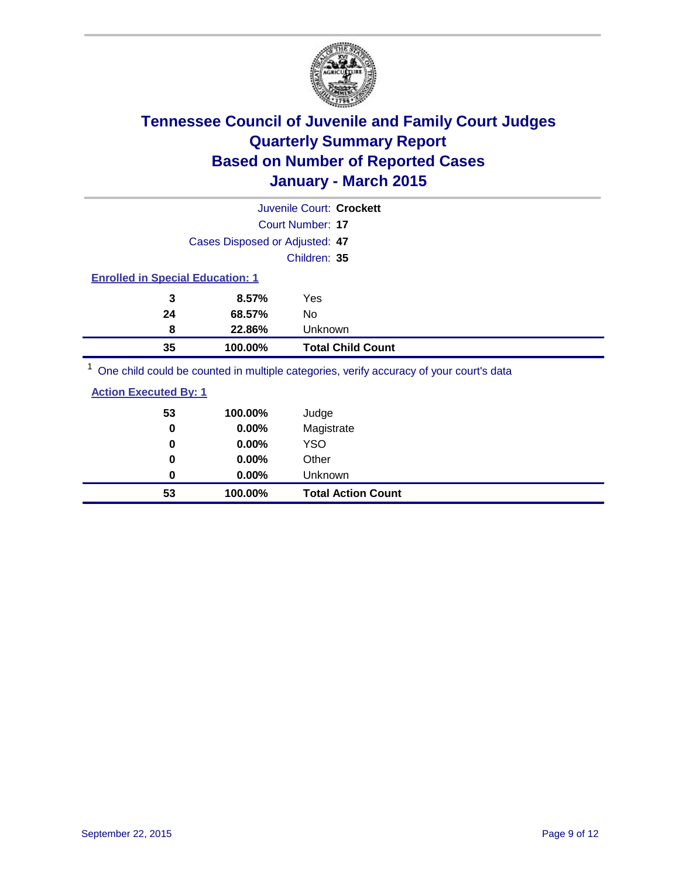# Tennessee Council of Juvenile and Family Court Judges
# Quarterly Summary Report
# Based on Number of Reported Cases
# January - March 2015

Juvenile Court: **Crockett**

Court Number: **17**

Cases Disposed or Adjusted: **47**

Children: **35**

**Enrolled in Special Education: 1**

| | | |
|---|---|---|
| **3** | **8.57%** | Yes |
| **24** | **68.57%** | No |
| **8** | **22.86%** | Unknown |
| **35** | **100.00%** | **Total Child Count** |

[1] One child could be counted in multiple categories, verify accuracy of your court's data

**Action Executed By: 1**

| | | |
|---|---|---|
| **53** | **100.00%** | Judge |
| **0** | **0.00%** | Magistrate |
| **0** | **0.00%** | YSO |
| **0** | **0.00%** | Other |
| **0** | **0.00%** | Unknown |
| **53** | **100.00%** | **Total Action Count** |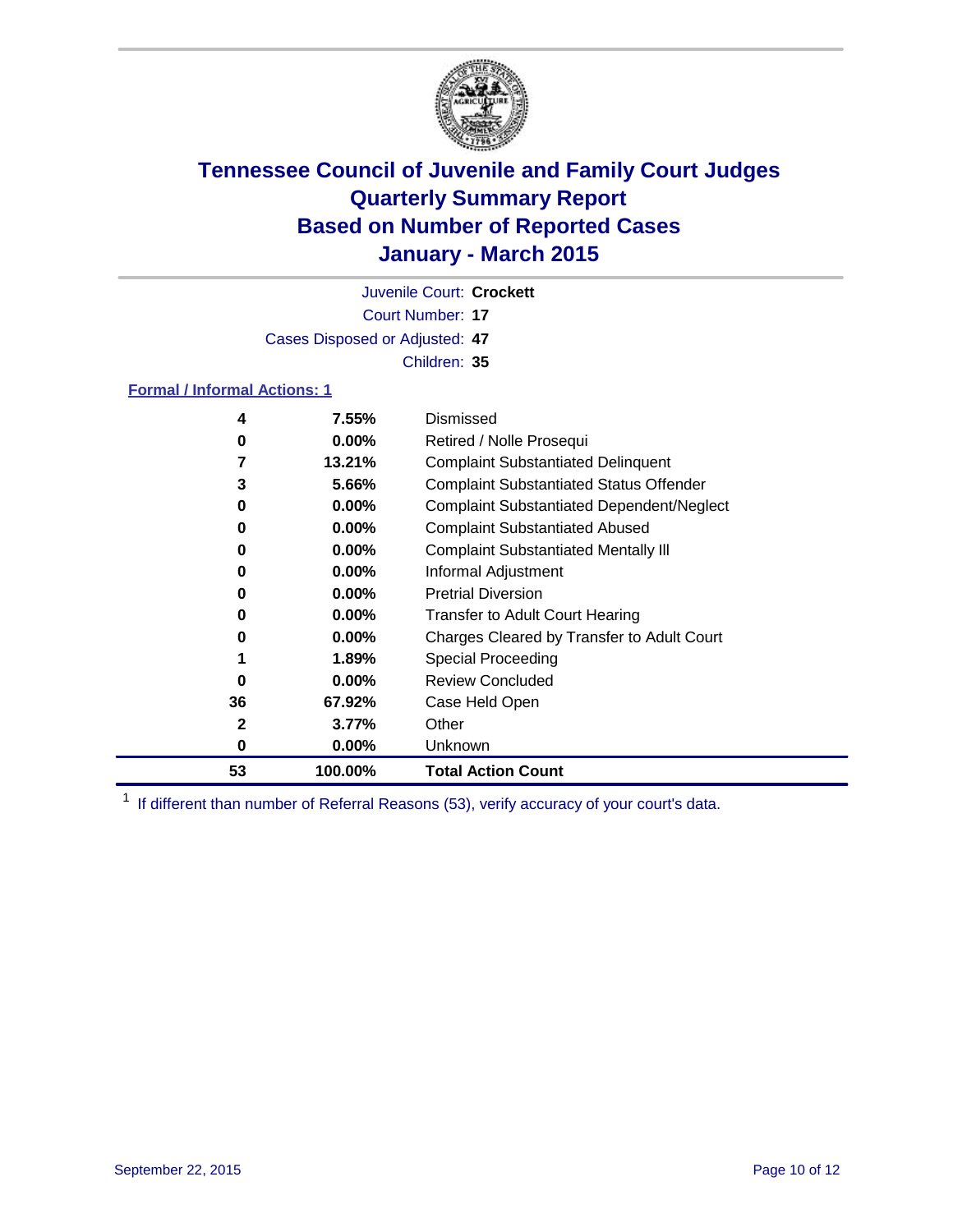# Tennessee Council of Juvenile and Family Court Judges
## Quarterly Summary Report
## Based on Number of Reported Cases
## January - March 2015

Juvenile Court: **Crockett**

Court Number: **17**

Cases Disposed or Adjusted: **47**

Children: **35**

### Formal / Informal Actions: 1

| Count | Percent | Action |
|---|---|---|
| **4** | **7.55%** | Dismissed |
| **0** | **0.00%** | Retired / Nolle Prosequi |
| **7** | **13.21%** | Complaint Substantiated Delinquent |
| **3** | **5.66%** | Complaint Substantiated Status Offender |
| **0** | **0.00%** | Complaint Substantiated Dependent/Neglect |
| **0** | **0.00%** | Complaint Substantiated Abused |
| **0** | **0.00%** | Complaint Substantiated Mentally Ill |
| **0** | **0.00%** | Informal Adjustment |
| **0** | **0.00%** | Pretrial Diversion |
| **0** | **0.00%** | Transfer to Adult Court Hearing |
| **0** | **0.00%** | Charges Cleared by Transfer to Adult Court |
| **1** | **1.89%** | Special Proceeding |
| **0** | **0.00%** | Review Concluded |
| **36** | **67.92%** | Case Held Open |
| **2** | **3.77%** | Other |
| **0** | **0.00%** | Unknown |
| **53** | **100.00%** | **Total Action Count** |

[1] If different than number of Referral Reasons (53), verify accuracy of your court's data.

September 22, 2015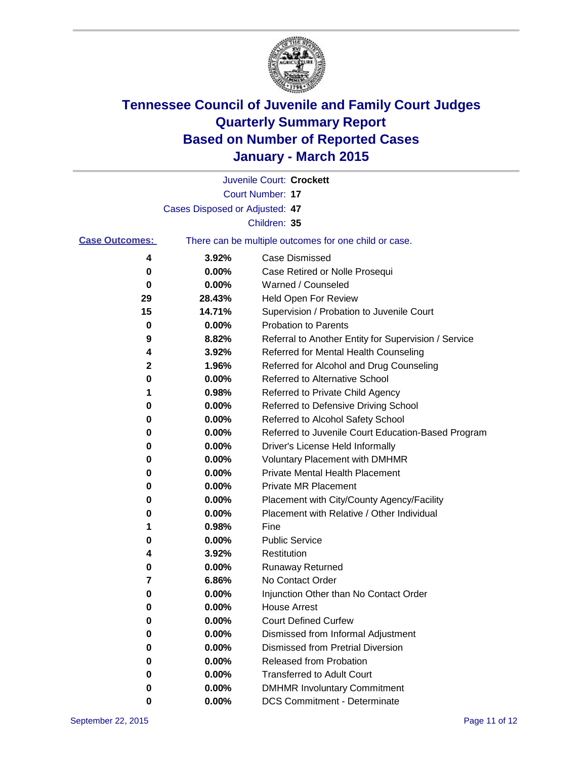# Tennessee Council of Juvenile and Family Court Judges
## Quarterly Summary Report
## Based on Number of Reported Cases
## January - March 2015

Juvenile Court: **Crockett**

Court Number: **17**

Cases Disposed or Adjusted: **47**

Children: **35**

**Case Outcomes:** There can be multiple outcomes for one child or case.

| Count | Percent | Outcome |
|---|---|---|
| 4 | 3.92% | Case Dismissed |
| 0 | 0.00% | Case Retired or Nolle Prosequi |
| 0 | 0.00% | Warned / Counseled |
| 29 | 28.43% | Held Open For Review |
| 15 | 14.71% | Supervision / Probation to Juvenile Court |
| 0 | 0.00% | Probation to Parents |
| 9 | 8.82% | Referral to Another Entity for Supervision / Service |
| 4 | 3.92% | Referred for Mental Health Counseling |
| 2 | 1.96% | Referred for Alcohol and Drug Counseling |
| 0 | 0.00% | Referred to Alternative School |
| 1 | 0.98% | Referred to Private Child Agency |
| 0 | 0.00% | Referred to Defensive Driving School |
| 0 | 0.00% | Referred to Alcohol Safety School |
| 0 | 0.00% | Referred to Juvenile Court Education-Based Program |
| 0 | 0.00% | Driver's License Held Informally |
| 0 | 0.00% | Voluntary Placement with DMHMR |
| 0 | 0.00% | Private Mental Health Placement |
| 0 | 0.00% | Private MR Placement |
| 0 | 0.00% | Placement with City/County Agency/Facility |
| 0 | 0.00% | Placement with Relative / Other Individual |
| 1 | 0.98% | Fine |
| 0 | 0.00% | Public Service |
| 4 | 3.92% | Restitution |
| 0 | 0.00% | Runaway Returned |
| 7 | 6.86% | No Contact Order |
| 0 | 0.00% | Injunction Other than No Contact Order |
| 0 | 0.00% | House Arrest |
| 0 | 0.00% | Court Defined Curfew |
| 0 | 0.00% | Dismissed from Informal Adjustment |
| 0 | 0.00% | Dismissed from Pretrial Diversion |
| 0 | 0.00% | Released from Probation |
| 0 | 0.00% | Transferred to Adult Court |
| 0 | 0.00% | DMHMR Involuntary Commitment |
| 0 | 0.00% | DCS Commitment - Determinate |

September 22, 2015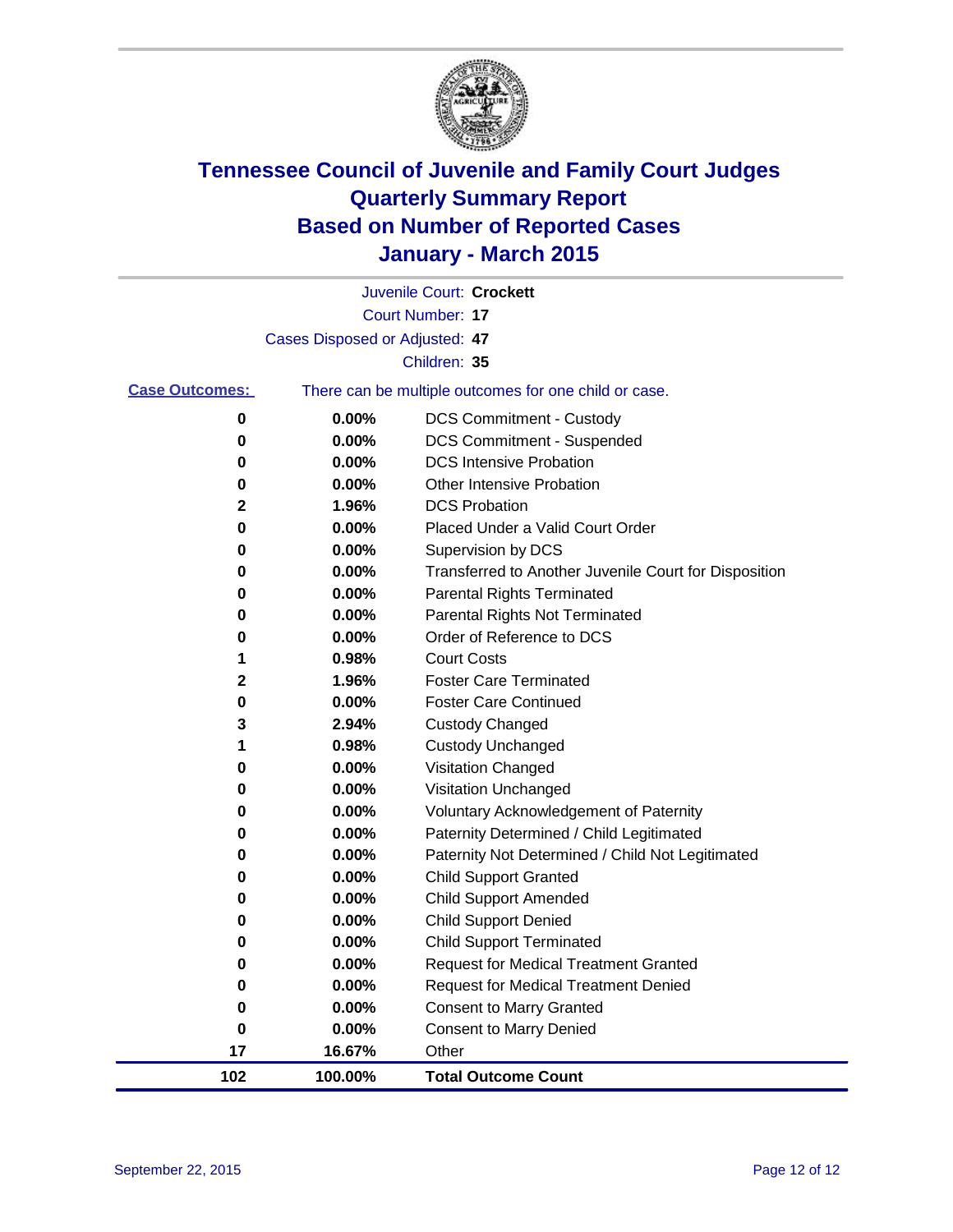# Tennessee Council of Juvenile and Family Court Judges
# Quarterly Summary Report
# Based on Number of Reported Cases
# January - March 2015

Juvenile Court: **Crockett**

Court Number: **17**

Cases Disposed or Adjusted: **47**

Children: **35**

**Case Outcomes:** There can be multiple outcomes for one child or case.

| | | |
|---|---|---|
| 0 | 0.00% | DCS Commitment - Custody |
| 0 | 0.00% | DCS Commitment - Suspended |
| 0 | 0.00% | DCS Intensive Probation |
| 0 | 0.00% | Other Intensive Probation |
| 2 | 1.96% | DCS Probation |
| 0 | 0.00% | Placed Under a Valid Court Order |
| 0 | 0.00% | Supervision by DCS |
| 0 | 0.00% | Transferred to Another Juvenile Court for Disposition |
| 0 | 0.00% | Parental Rights Terminated |
| 0 | 0.00% | Parental Rights Not Terminated |
| 0 | 0.00% | Order of Reference to DCS |
| 1 | 0.98% | Court Costs |
| 2 | 1.96% | Foster Care Terminated |
| 0 | 0.00% | Foster Care Continued |
| 3 | 2.94% | Custody Changed |
| 1 | 0.98% | Custody Unchanged |
| 0 | 0.00% | Visitation Changed |
| 0 | 0.00% | Visitation Unchanged |
| 0 | 0.00% | Voluntary Acknowledgement of Paternity |
| 0 | 0.00% | Paternity Determined / Child Legitimated |
| 0 | 0.00% | Paternity Not Determined / Child Not Legitimated |
| 0 | 0.00% | Child Support Granted |
| 0 | 0.00% | Child Support Amended |
| 0 | 0.00% | Child Support Denied |
| 0 | 0.00% | Child Support Terminated |
| 0 | 0.00% | Request for Medical Treatment Granted |
| 0 | 0.00% | Request for Medical Treatment Denied |
| 0 | 0.00% | Consent to Marry Granted |
| 0 | 0.00% | Consent to Marry Denied |
| 17 | 16.67% | Other |
| **102** | **100.00%** | **Total Outcome Count** |